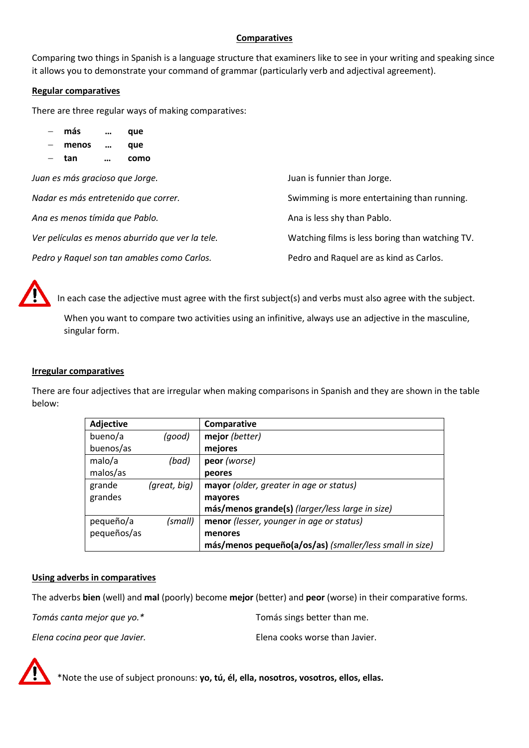# Comparatives

Comparing two things in Spanish is a language structure that examiners like to see in your writing and speaking since it allows you to demonstrate your command of grammar (particularly verb and adjectival agreement).

## Regular comparatives

There are three regular ways of making comparatives:

- **más** … **que**
- **menos** … **que**
- **tan** … **como**

| | |
|---|---|
| *Juan es más gracioso que Jorge.* | Juan is funnier than Jorge. |
| *Nadar es más entretenido que correr.* | Swimming is more entertaining than running. |
| *Ana es menos tímida que Pablo.* | Ana is less shy than Pablo. |
| *Ver películas es menos aburrido que ver la tele.* | Watching films is less boring than watching TV. |
| *Pedro y Raquel son tan amables como Carlos.* | Pedro and Raquel are as kind as Carlos. |

In each case the adjective must agree with the first subject(s) and verbs must also agree with the subject.

When you want to compare two activities using an infinitive, always use an adjective in the masculine, singular form.

## Irregular comparatives

There are four adjectives that are irregular when making comparisons in Spanish and they are shown in the table below:

| Adjective | Comparative |
|---|---|
| bueno/a *(good)*<br>buenos/as | **mejor** *(better)*<br>**mejores** |
| malo/a *(bad)*<br>malos/as | **peor** *(worse)*<br>**peores** |
| grande *(great, big)*<br>grandes | **mayor** *(older, greater in age or status)*<br>**mayores**<br>**más/menos grande(s)** *(larger/less large in size)* |
| pequeño/a *(small)*<br>pequeños/as | **menor** *(lesser, younger in age or status)*<br>**menores**<br>**más/menos pequeño(a/os/as)** *(smaller/less small in size)* |

## Using adverbs in comparatives

The adverbs **bien** (well) and **mal** (poorly) become **mejor** (better) and **peor** (worse) in their comparative forms.

| | |
|---|---|
| *Tomás canta mejor que yo.** | Tomás sings better than me. |
| *Elena cocina peor que Javier.* | Elena cooks worse than Javier. |

*Note the use of subject pronouns: **yo, tú, él, ella, nosotros, vosotros, ellos, ellas.**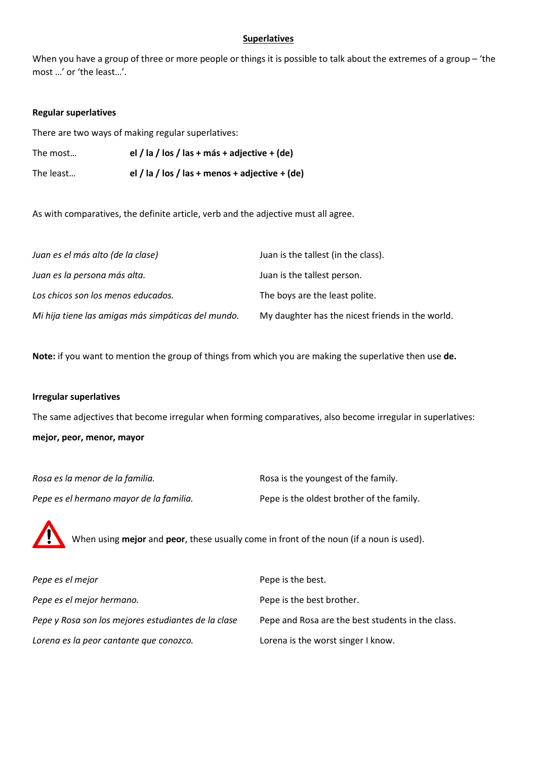## Superlatives

When you have a group of three or more people or things it is possible to talk about the extremes of a group – 'the most …' or 'the least…'.

### Regular superlatives

There are two ways of making regular superlatives:

| | |
|---|---|
| The most… | **el / la / los / las + más + adjective + (de)** |
| The least… | **el / la / los / las + menos + adjective + (de)** |

As with comparatives, the definite article, verb and the adjective must all agree.

| | |
|---|---|
| *Juan es el más alto (de la clase)* | Juan is the tallest (in the class). |
| *Juan es la persona más alta.* | Juan is the tallest person. |
| *Los chicos son los menos educados.* | The boys are the least polite. |
| *Mi hija tiene las amigas más simpáticas del mundo.* | My daughter has the nicest friends in the world. |

**Note:** if you want to mention the group of things from which you are making the superlative then use **de.**

### Irregular superlatives

The same adjectives that become irregular when forming comparatives, also become irregular in superlatives:

**mejor, peor, menor, mayor**

| | |
|---|---|
| *Rosa es la menor de la familia.* | Rosa is the youngest of the family. |
| *Pepe es el hermano mayor de la familia.* | Pepe is the oldest brother of the family. |

⚠ When using **mejor** and **peor**, these usually come in front of the noun (if a noun is used).

| | |
|---|---|
| *Pepe es el mejor* | Pepe is the best. |
| *Pepe es el mejor hermano.* | Pepe is the best brother. |
| *Pepe y Rosa son los mejores estudiantes de la clase* | Pepe and Rosa are the best students in the class. |
| *Lorena es la peor cantante que conozco.* | Lorena is the worst singer I know. |